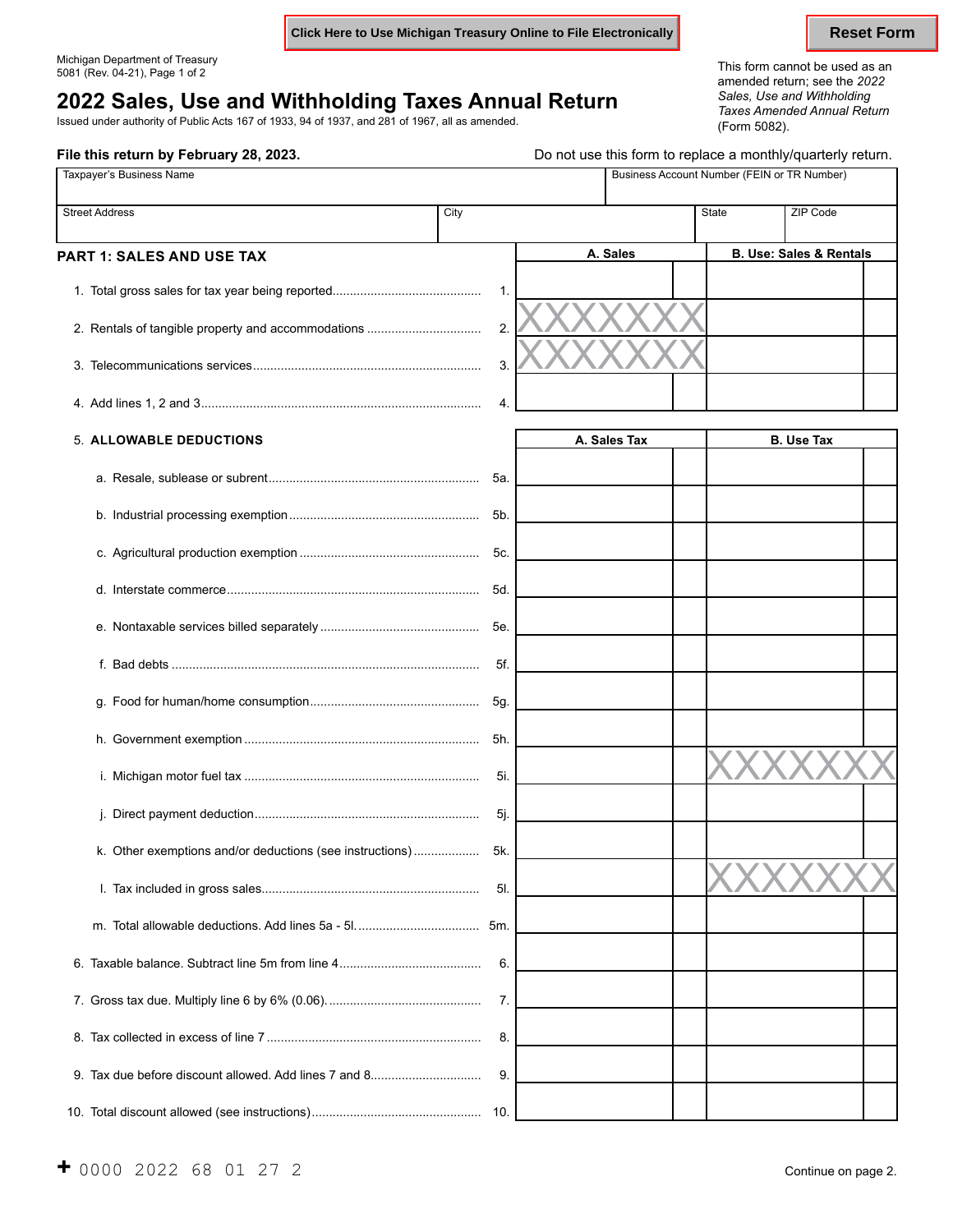Click Here to Use Michigan Treasury Online to File Electronically

Reset Form

Michigan Department of Treasury
5081 (Rev. 04-21), Page 1 of 2

# 2022 Sales, Use and Withholding Taxes Annual Return

Issued under authority of Public Acts 167 of 1933, 94 of 1937, and 281 of 1967, all as amended.

This form cannot be used as an amended return; see the *2022 Sales, Use and Withholding Taxes Amended Annual Return* (Form 5082).

**File this return by February 28, 2023.**

Do not use this form to replace a monthly/quarterly return.

| Taxpayer's Business Name | | | Business Account Number (FEIN or TR Number) |
|---|---|---|---|
| **Street Address** | **City** | **State** | **ZIP Code** |
| | | | |

## PART 1: SALES AND USE TAX

| | | A. Sales | B. Use: Sales & Rentals |
|---|---|---|---|
| 1. Total gross sales for tax year being reported | 1. | | |
| 2. Rentals of tangible property and accommodations | 2. | XXXXXXX | |
| 3. Telecommunications services | 3. | XXXXXXX | |
| 4. Add lines 1, 2 and 3 | 4. | | |

| 5. **ALLOWABLE DEDUCTIONS** | | A. Sales Tax | B. Use Tax |
|---|---|---|---|
| a. Resale, sublease or subrent | 5a. | | |
| b. Industrial processing exemption | 5b. | | |
| c. Agricultural production exemption | 5c. | | |
| d. Interstate commerce | 5d. | | |
| e. Nontaxable services billed separately | 5e. | | |
| f. Bad debts | 5f. | | |
| g. Food for human/home consumption | 5g. | | |
| h. Government exemption | 5h. | | |
| i. Michigan motor fuel tax | 5i. | | XXXXXXX |
| j. Direct payment deduction | 5j. | | |
| k. Other exemptions and/or deductions (see instructions) | 5k. | | |
| l. Tax included in gross sales | 5l. | | XXXXXXX |
| m. Total allowable deductions. Add lines 5a - 5l. | 5m. | | |
| 6. Taxable balance. Subtract line 5m from line 4 | 6. | | |
| 7. Gross tax due. Multiply line 6 by 6% (0.06). | 7. | | |
| 8. Tax collected in excess of line 7 | 8. | | |
| 9. Tax due before discount allowed. Add lines 7 and 8 | 9. | | |
| 10. Total discount allowed (see instructions) | 10. | | |

+ 0000 2022 68 01 27 2

Continue on page 2.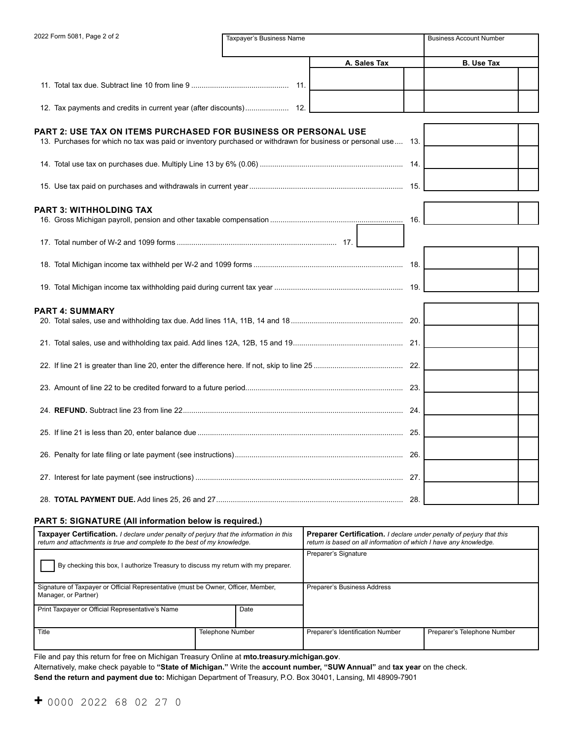| Taxpayer's Business Name | Business Account Number |
|---|---|
| | |

| | A. Sales Tax | B. Use Tax |
|---|---|---|
| 11. Total tax due. Subtract line 10 from line 9 .............................................. 11. | | |
| 12. Tax payments and credits in current year (after discounts).................... 12. | | |

## PART 2: USE TAX ON ITEMS PURCHASED FOR BUSINESS OR PERSONAL USE

| | |
|---|---|
| 13. Purchases for which no tax was paid or inventory purchased or withdrawn for business or personal use.... 13. | |
| 14. Total use tax on purchases due. Multiply Line 13 by 6% (0.06) .................................................................... 14. | |
| 15. Use tax paid on purchases and withdrawals in current year ......................................................................... 15. | |

## PART 3: WITHHOLDING TAX

| | |
|---|---|
| 16. Gross Michigan payroll, pension and other taxable compensation ............................................................... 16. | |
| 17. Total number of W-2 and 1099 forms ........................................................................... 17. | |
| 18. Total Michigan income tax withheld per W-2 and 1099 forms ....................................................................... 18. | |
| 19. Total Michigan income tax withholding paid during current tax year ............................................................. 19. | |

## PART 4: SUMMARY

| | |
|---|---|
| 20. Total sales, use and withholding tax due. Add lines 11A, 11B, 14 and 18..................................................... 20. | |
| 21. Total sales, use and withholding tax paid. Add lines 12A, 12B, 15 and 19.................................................... 21. | |
| 22. If line 21 is greater than line 20, enter the difference here. If not, skip to line 25 .......................................... 22. | |
| 23. Amount of line 22 to be credited forward to a future period........................................................................... 23. | |
| 24. **REFUND.** Subtract line 23 from line 22......................................................................................................... 24. | |
| 25. If line 21 is less than 20, enter balance due ................................................................................................. 25. | |
| 26. Penalty for late filing or late payment (see instructions)................................................................................ 26. | |
| 27. Interest for late payment (see instructions) ................................................................................................... 27. | |
| 28. **TOTAL PAYMENT DUE.** Add lines 25, 26 and 27......................................................................................... 28. | |

## PART 5: SIGNATURE (All information below is required.)

| **Taxpayer Certification.** *I declare under penalty of perjury that the information in this return and attachments is true and complete to the best of my knowledge.* | | **Preparer Certification.** *I declare under penalty of perjury that this return is based on all information of which I have any knowledge.* | |
|---|---|---|---|
| ☐ By checking this box, I authorize Treasury to discuss my return with my preparer. | | Preparer's Signature | |
| Signature of Taxpayer or Official Representative (must be Owner, Officer, Member, Manager, or Partner) | | Preparer's Business Address | |
| Print Taxpayer or Official Representative's Name | Date | | |
| Title | Telephone Number | Preparer's Identification Number | Preparer's Telephone Number |

File and pay this return for free on Michigan Treasury Online at **mto.treasury.michigan.gov**.

Alternatively, make check payable to **"State of Michigan."** Write the **account number, "SUW Annual"** and **tax year** on the check.

**Send the return and payment due to:** Michigan Department of Treasury, P.O. Box 30401, Lansing, MI 48909-7901

+ 0000 2022 68 02 27 0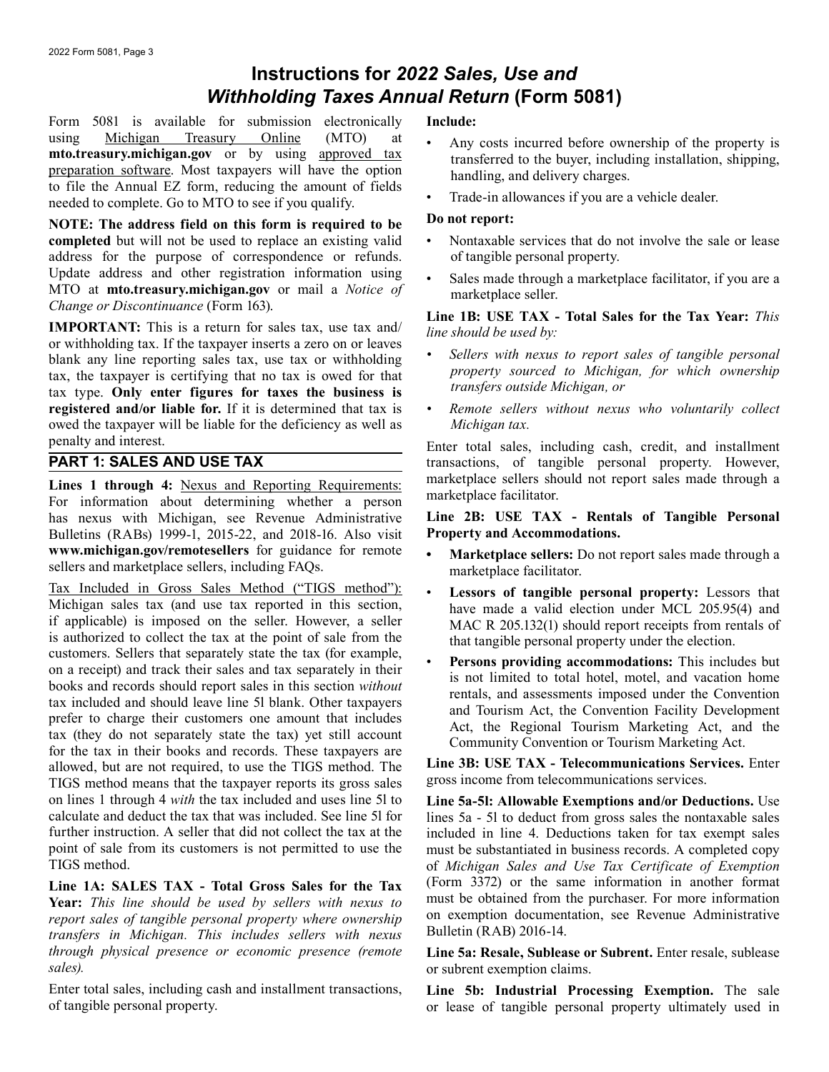# Instructions for *2022 Sales, Use and Withholding Taxes Annual Return* (Form 5081)

Form 5081 is available for submission electronically using Michigan Treasury Online (MTO) at **mto.treasury.michigan.gov** or by using approved tax preparation software. Most taxpayers will have the option to file the Annual EZ form, reducing the amount of fields needed to complete. Go to MTO to see if you qualify.

**NOTE: The address field on this form is required to be completed** but will not be used to replace an existing valid address for the purpose of correspondence or refunds. Update address and other registration information using MTO at **mto.treasury.michigan.gov** or mail a *Notice of Change or Discontinuance* (Form 163).

**IMPORTANT:** This is a return for sales tax, use tax and/or withholding tax. If the taxpayer inserts a zero on or leaves blank any line reporting sales tax, use tax or withholding tax, the taxpayer is certifying that no tax is owed for that tax type. **Only enter figures for taxes the business is registered and/or liable for.** If it is determined that tax is owed the taxpayer will be liable for the deficiency as well as penalty and interest.

## PART 1: SALES AND USE TAX

**Lines 1 through 4:** Nexus and Reporting Requirements: For information about determining whether a person has nexus with Michigan, see Revenue Administrative Bulletins (RABs) 1999-1, 2015-22, and 2018-16. Also visit **www.michigan.gov/remotesellers** for guidance for remote sellers and marketplace sellers, including FAQs.

Tax Included in Gross Sales Method ("TIGS method"): Michigan sales tax (and use tax reported in this section, if applicable) is imposed on the seller. However, a seller is authorized to collect the tax at the point of sale from the customers. Sellers that separately state the tax (for example, on a receipt) and track their sales and tax separately in their books and records should report sales in this section *without* tax included and should leave line 5l blank. Other taxpayers prefer to charge their customers one amount that includes tax (they do not separately state the tax) yet still account for the tax in their books and records. These taxpayers are allowed, but are not required, to use the TIGS method. The TIGS method means that the taxpayer reports its gross sales on lines 1 through 4 *with* the tax included and uses line 5l to calculate and deduct the tax that was included. See line 5l for further instruction. A seller that did not collect the tax at the point of sale from its customers is not permitted to use the TIGS method.

**Line 1A: SALES TAX - Total Gross Sales for the Tax Year:** *This line should be used by sellers with nexus to report sales of tangible personal property where ownership transfers in Michigan. This includes sellers with nexus through physical presence or economic presence (remote sales).*

Enter total sales, including cash and installment transactions, of tangible personal property.

**Include:**

- Any costs incurred before ownership of the property is transferred to the buyer, including installation, shipping, handling, and delivery charges.
- Trade-in allowances if you are a vehicle dealer.

**Do not report:**

- Nontaxable services that do not involve the sale or lease of tangible personal property.
- Sales made through a marketplace facilitator, if you are a marketplace seller.

**Line 1B: USE TAX - Total Sales for the Tax Year:** *This line should be used by:*

- *Sellers with nexus to report sales of tangible personal property sourced to Michigan, for which ownership transfers outside Michigan, or*
- *Remote sellers without nexus who voluntarily collect Michigan tax.*

Enter total sales, including cash, credit, and installment transactions, of tangible personal property. However, marketplace sellers should not report sales made through a marketplace facilitator.

**Line 2B: USE TAX - Rentals of Tangible Personal Property and Accommodations.**

- **Marketplace sellers:** Do not report sales made through a marketplace facilitator.
- **Lessors of tangible personal property:** Lessors that have made a valid election under MCL 205.95(4) and MAC R 205.132(1) should report receipts from rentals of that tangible personal property under the election.
- **Persons providing accommodations:** This includes but is not limited to total hotel, motel, and vacation home rentals, and assessments imposed under the Convention and Tourism Act, the Convention Facility Development Act, the Regional Tourism Marketing Act, and the Community Convention or Tourism Marketing Act.

**Line 3B: USE TAX - Telecommunications Services.** Enter gross income from telecommunications services.

**Line 5a-5l: Allowable Exemptions and/or Deductions.** Use lines 5a - 5l to deduct from gross sales the nontaxable sales included in line 4. Deductions taken for tax exempt sales must be substantiated in business records. A completed copy of *Michigan Sales and Use Tax Certificate of Exemption* (Form 3372) or the same information in another format must be obtained from the purchaser. For more information on exemption documentation, see Revenue Administrative Bulletin (RAB) 2016-14.

**Line 5a: Resale, Sublease or Subrent.** Enter resale, sublease or subrent exemption claims.

**Line 5b: Industrial Processing Exemption.** The sale or lease of tangible personal property ultimately used in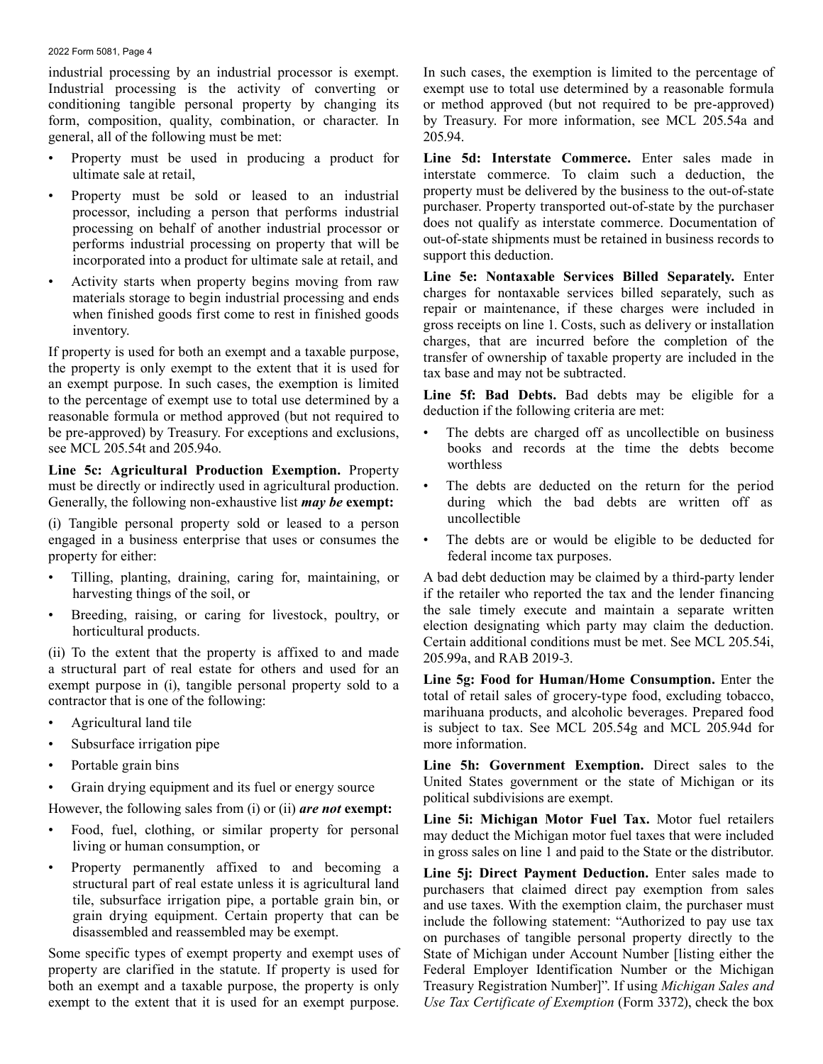industrial processing by an industrial processor is exempt. Industrial processing is the activity of converting or conditioning tangible personal property by changing its form, composition, quality, combination, or character. In general, all of the following must be met:

- Property must be used in producing a product for ultimate sale at retail,
- Property must be sold or leased to an industrial processor, including a person that performs industrial processing on behalf of another industrial processor or performs industrial processing on property that will be incorporated into a product for ultimate sale at retail, and
- Activity starts when property begins moving from raw materials storage to begin industrial processing and ends when finished goods first come to rest in finished goods inventory.

If property is used for both an exempt and a taxable purpose, the property is only exempt to the extent that it is used for an exempt purpose. In such cases, the exemption is limited to the percentage of exempt use to total use determined by a reasonable formula or method approved (but not required to be pre-approved) by Treasury. For exceptions and exclusions, see MCL 205.54t and 205.94o.

**Line 5c: Agricultural Production Exemption.** Property must be directly or indirectly used in agricultural production. Generally, the following non-exhaustive list ***may be*** **exempt:**

(i) Tangible personal property sold or leased to a person engaged in a business enterprise that uses or consumes the property for either:

- Tilling, planting, draining, caring for, maintaining, or harvesting things of the soil, or
- Breeding, raising, or caring for livestock, poultry, or horticultural products.

(ii) To the extent that the property is affixed to and made a structural part of real estate for others and used for an exempt purpose in (i), tangible personal property sold to a contractor that is one of the following:

- Agricultural land tile
- Subsurface irrigation pipe
- Portable grain bins
- Grain drying equipment and its fuel or energy source

However, the following sales from (i) or (ii) ***are not*** **exempt:**

- Food, fuel, clothing, or similar property for personal living or human consumption, or
- Property permanently affixed to and becoming a structural part of real estate unless it is agricultural land tile, subsurface irrigation pipe, a portable grain bin, or grain drying equipment. Certain property that can be disassembled and reassembled may be exempt.

Some specific types of exempt property and exempt uses of property are clarified in the statute. If property is used for both an exempt and a taxable purpose, the property is only exempt to the extent that it is used for an exempt purpose. In such cases, the exemption is limited to the percentage of exempt use to total use determined by a reasonable formula or method approved (but not required to be pre-approved) by Treasury. For more information, see MCL 205.54a and 205.94.

**Line 5d: Interstate Commerce.** Enter sales made in interstate commerce. To claim such a deduction, the property must be delivered by the business to the out-of-state purchaser. Property transported out-of-state by the purchaser does not qualify as interstate commerce. Documentation of out-of-state shipments must be retained in business records to support this deduction.

**Line 5e: Nontaxable Services Billed Separately.** Enter charges for nontaxable services billed separately, such as repair or maintenance, if these charges were included in gross receipts on line 1. Costs, such as delivery or installation charges, that are incurred before the completion of the transfer of ownership of taxable property are included in the tax base and may not be subtracted.

**Line 5f: Bad Debts.** Bad debts may be eligible for a deduction if the following criteria are met:

- The debts are charged off as uncollectible on business books and records at the time the debts become worthless
- The debts are deducted on the return for the period during which the bad debts are written off as uncollectible
- The debts are or would be eligible to be deducted for federal income tax purposes.

A bad debt deduction may be claimed by a third-party lender if the retailer who reported the tax and the lender financing the sale timely execute and maintain a separate written election designating which party may claim the deduction. Certain additional conditions must be met. See MCL 205.54i, 205.99a, and RAB 2019-3.

**Line 5g: Food for Human/Home Consumption.** Enter the total of retail sales of grocery-type food, excluding tobacco, marihuana products, and alcoholic beverages. Prepared food is subject to tax. See MCL 205.54g and MCL 205.94d for more information.

**Line 5h: Government Exemption.** Direct sales to the United States government or the state of Michigan or its political subdivisions are exempt.

**Line 5i: Michigan Motor Fuel Tax.** Motor fuel retailers may deduct the Michigan motor fuel taxes that were included in gross sales on line 1 and paid to the State or the distributor.

**Line 5j: Direct Payment Deduction.** Enter sales made to purchasers that claimed direct pay exemption from sales and use taxes. With the exemption claim, the purchaser must include the following statement: "Authorized to pay use tax on purchases of tangible personal property directly to the State of Michigan under Account Number [listing either the Federal Employer Identification Number or the Michigan Treasury Registration Number]". If using *Michigan Sales and Use Tax Certificate of Exemption* (Form 3372), check the box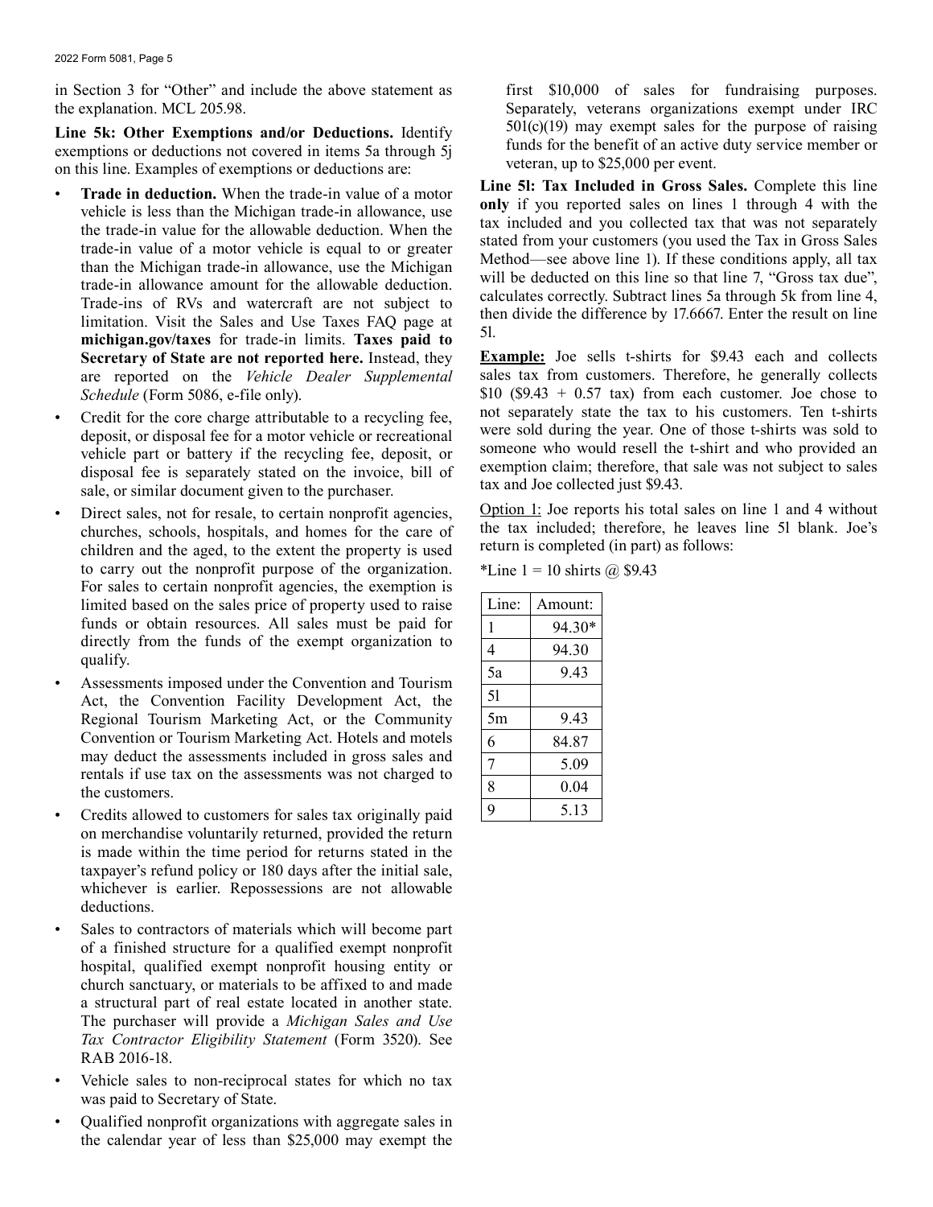in Section 3 for "Other" and include the above statement as the explanation. MCL 205.98.

**Line 5k: Other Exemptions and/or Deductions.** Identify exemptions or deductions not covered in items 5a through 5j on this line. Examples of exemptions or deductions are:

- **Trade in deduction.** When the trade-in value of a motor vehicle is less than the Michigan trade-in allowance, use the trade-in value for the allowable deduction. When the trade-in value of a motor vehicle is equal to or greater than the Michigan trade-in allowance, use the Michigan trade-in allowance amount for the allowable deduction. Trade-ins of RVs and watercraft are not subject to limitation. Visit the Sales and Use Taxes FAQ page at **michigan.gov/taxes** for trade-in limits. **Taxes paid to Secretary of State are not reported here.** Instead, they are reported on the *Vehicle Dealer Supplemental Schedule* (Form 5086, e-file only).
- Credit for the core charge attributable to a recycling fee, deposit, or disposal fee for a motor vehicle or recreational vehicle part or battery if the recycling fee, deposit, or disposal fee is separately stated on the invoice, bill of sale, or similar document given to the purchaser.
- Direct sales, not for resale, to certain nonprofit agencies, churches, schools, hospitals, and homes for the care of children and the aged, to the extent the property is used to carry out the nonprofit purpose of the organization. For sales to certain nonprofit agencies, the exemption is limited based on the sales price of property used to raise funds or obtain resources. All sales must be paid for directly from the funds of the exempt organization to qualify.
- Assessments imposed under the Convention and Tourism Act, the Convention Facility Development Act, the Regional Tourism Marketing Act, or the Community Convention or Tourism Marketing Act. Hotels and motels may deduct the assessments included in gross sales and rentals if use tax on the assessments was not charged to the customers.
- Credits allowed to customers for sales tax originally paid on merchandise voluntarily returned, provided the return is made within the time period for returns stated in the taxpayer's refund policy or 180 days after the initial sale, whichever is earlier. Repossessions are not allowable deductions.
- Sales to contractors of materials which will become part of a finished structure for a qualified exempt nonprofit hospital, qualified exempt nonprofit housing entity or church sanctuary, or materials to be affixed to and made a structural part of real estate located in another state. The purchaser will provide a *Michigan Sales and Use Tax Contractor Eligibility Statement* (Form 3520). See RAB 2016-18.
- Vehicle sales to non-reciprocal states for which no tax was paid to Secretary of State.
- Qualified nonprofit organizations with aggregate sales in the calendar year of less than $25,000 may exempt the first $10,000 of sales for fundraising purposes. Separately, veterans organizations exempt under IRC 501(c)(19) may exempt sales for the purpose of raising funds for the benefit of an active duty service member or veteran, up to $25,000 per event.

**Line 5l: Tax Included in Gross Sales.** Complete this line **only** if you reported sales on lines 1 through 4 with the tax included and you collected tax that was not separately stated from your customers (you used the Tax in Gross Sales Method—see above line 1). If these conditions apply, all tax will be deducted on this line so that line 7, "Gross tax due", calculates correctly. Subtract lines 5a through 5k from line 4, then divide the difference by 17.6667. Enter the result on line 5l.

<u>**Example:**</u> Joe sells t-shirts for $9.43 each and collects sales tax from customers. Therefore, he generally collects $10 ($9.43 + 0.57 tax) from each customer. Joe chose to not separately state the tax to his customers. Ten t-shirts were sold during the year. One of those t-shirts was sold to someone who would resell the t-shirt and who provided an exemption claim; therefore, that sale was not subject to sales tax and Joe collected just $9.43.

<u>Option 1:</u> Joe reports his total sales on line 1 and 4 without the tax included; therefore, he leaves line 5l blank. Joe's return is completed (in part) as follows:

*Line 1 = 10 shirts @ $9.43

| Line: | Amount: |
|---|---|
| 1 | 94.30* |
| 4 | 94.30 |
| 5a | 9.43 |
| 5l | |
| 5m | 9.43 |
| 6 | 84.87 |
| 7 | 5.09 |
| 8 | 0.04 |
| 9 | 5.13 |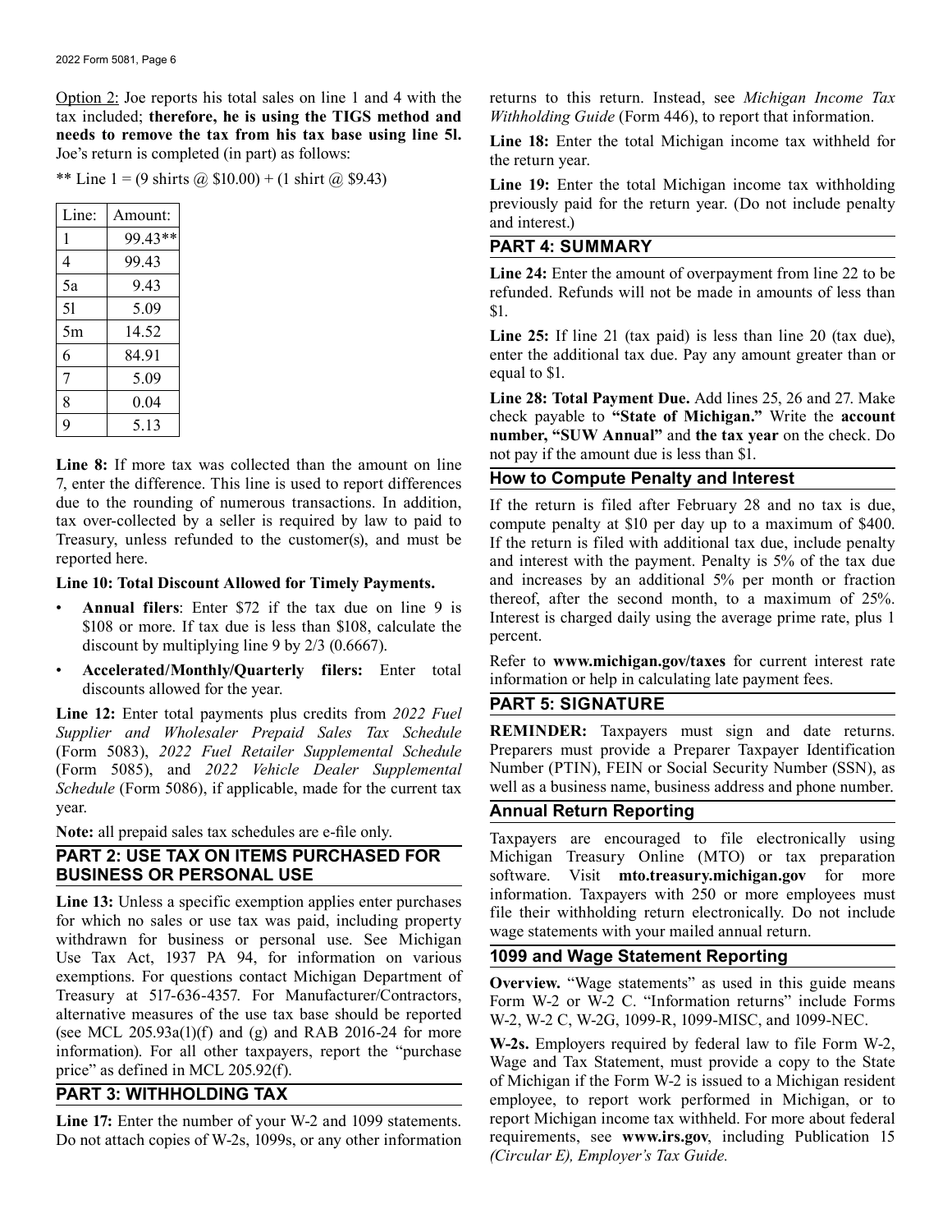Option 2: Joe reports his total sales on line 1 and 4 with the tax included; **therefore, he is using the TIGS method and needs to remove the tax from his tax base using line 5l.** Joe's return is completed (in part) as follows:

** Line 1 = (9 shirts @ $10.00) + (1 shirt @ $9.43)

| Line: | Amount: |
|---|---|
| 1 | 99.43** |
| 4 | 99.43 |
| 5a | 9.43 |
| 5l | 5.09 |
| 5m | 14.52 |
| 6 | 84.91 |
| 7 | 5.09 |
| 8 | 0.04 |
| 9 | 5.13 |

**Line 8:** If more tax was collected than the amount on line 7, enter the difference. This line is used to report differences due to the rounding of numerous transactions. In addition, tax over-collected by a seller is required by law to paid to Treasury, unless refunded to the customer(s), and must be reported here.

**Line 10: Total Discount Allowed for Timely Payments.**

- **Annual filers**: Enter $72 if the tax due on line 9 is $108 or more. If tax due is less than $108, calculate the discount by multiplying line 9 by 2/3 (0.6667).
- **Accelerated/Monthly/Quarterly filers:** Enter total discounts allowed for the year.

**Line 12:** Enter total payments plus credits from *2022 Fuel Supplier and Wholesaler Prepaid Sales Tax Schedule* (Form 5083), *2022 Fuel Retailer Supplemental Schedule* (Form 5085), and *2022 Vehicle Dealer Supplemental Schedule* (Form 5086), if applicable, made for the current tax year.

**Note:** all prepaid sales tax schedules are e-file only.

## PART 2: USE TAX ON ITEMS PURCHASED FOR BUSINESS OR PERSONAL USE

**Line 13:** Unless a specific exemption applies enter purchases for which no sales or use tax was paid, including property withdrawn for business or personal use. See Michigan Use Tax Act, 1937 PA 94, for information on various exemptions. For questions contact Michigan Department of Treasury at 517-636-4357. For Manufacturer/Contractors, alternative measures of the use tax base should be reported (see MCL 205.93a(1)(f) and (g) and RAB 2016-24 for more information). For all other taxpayers, report the "purchase price" as defined in MCL 205.92(f).

## PART 3: WITHHOLDING TAX

**Line 17:** Enter the number of your W-2 and 1099 statements. Do not attach copies of W-2s, 1099s, or any other information returns to this return. Instead, see *Michigan Income Tax Withholding Guide* (Form 446), to report that information.

**Line 18:** Enter the total Michigan income tax withheld for the return year.

**Line 19:** Enter the total Michigan income tax withholding previously paid for the return year. (Do not include penalty and interest.)

## PART 4: SUMMARY

**Line 24:** Enter the amount of overpayment from line 22 to be refunded. Refunds will not be made in amounts of less than $1.

**Line 25:** If line 21 (tax paid) is less than line 20 (tax due), enter the additional tax due. Pay any amount greater than or equal to $1.

**Line 28: Total Payment Due.** Add lines 25, 26 and 27. Make check payable to **"State of Michigan."** Write the **account number, "SUW Annual"** and **the tax year** on the check. Do not pay if the amount due is less than $1.

## How to Compute Penalty and Interest

If the return is filed after February 28 and no tax is due, compute penalty at $10 per day up to a maximum of $400. If the return is filed with additional tax due, include penalty and interest with the payment. Penalty is 5% of the tax due and increases by an additional 5% per month or fraction thereof, after the second month, to a maximum of 25%. Interest is charged daily using the average prime rate, plus 1 percent.

Refer to **www.michigan.gov/taxes** for current interest rate information or help in calculating late payment fees.

## PART 5: SIGNATURE

**REMINDER:** Taxpayers must sign and date returns. Preparers must provide a Preparer Taxpayer Identification Number (PTIN), FEIN or Social Security Number (SSN), as well as a business name, business address and phone number.

## Annual Return Reporting

Taxpayers are encouraged to file electronically using Michigan Treasury Online (MTO) or tax preparation software. Visit **mto.treasury.michigan.gov** for more information. Taxpayers with 250 or more employees must file their withholding return electronically. Do not include wage statements with your mailed annual return.

## 1099 and Wage Statement Reporting

**Overview.** "Wage statements" as used in this guide means Form W-2 or W-2 C. "Information returns" include Forms W-2, W-2 C, W-2G, 1099-R, 1099-MISC, and 1099-NEC.

**W-2s.** Employers required by federal law to file Form W-2, Wage and Tax Statement, must provide a copy to the State of Michigan if the Form W-2 is issued to a Michigan resident employee, to report work performed in Michigan, or to report Michigan income tax withheld. For more about federal requirements, see **www.irs.gov**, including Publication 15 *(Circular E), Employer's Tax Guide.*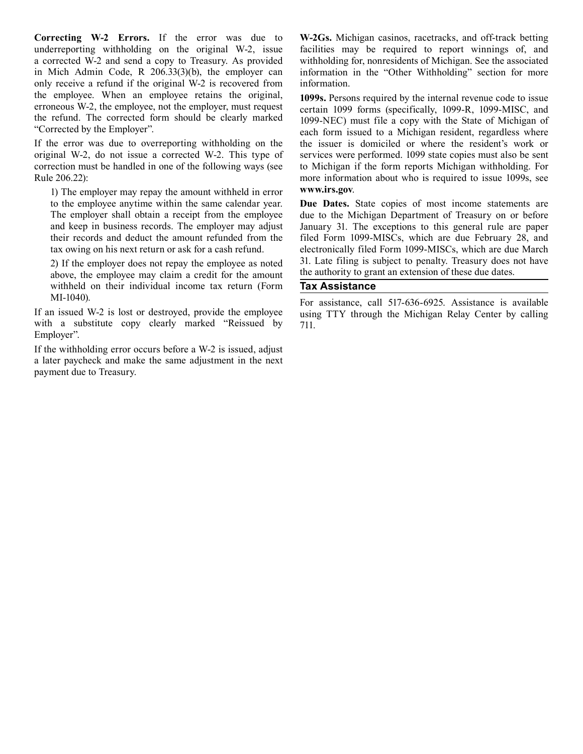**Correcting W-2 Errors.** If the error was due to underreporting withholding on the original W-2, issue a corrected W-2 and send a copy to Treasury. As provided in Mich Admin Code, R 206.33(3)(b), the employer can only receive a refund if the original W-2 is recovered from the employee. When an employee retains the original, erroneous W-2, the employee, not the employer, must request the refund. The corrected form should be clearly marked "Corrected by the Employer".

If the error was due to overreporting withholding on the original W-2, do not issue a corrected W-2. This type of correction must be handled in one of the following ways (see Rule 206.22):

1) The employer may repay the amount withheld in error to the employee anytime within the same calendar year. The employer shall obtain a receipt from the employee and keep in business records. The employer may adjust their records and deduct the amount refunded from the tax owing on his next return or ask for a cash refund.

2) If the employer does not repay the employee as noted above, the employee may claim a credit for the amount withheld on their individual income tax return (Form MI-1040).

If an issued W-2 is lost or destroyed, provide the employee with a substitute copy clearly marked "Reissued by Employer".

If the withholding error occurs before a W-2 is issued, adjust a later paycheck and make the same adjustment in the next payment due to Treasury.

**W-2Gs.** Michigan casinos, racetracks, and off-track betting facilities may be required to report winnings of, and withholding for, nonresidents of Michigan. See the associated information in the "Other Withholding" section for more information.

**1099s.** Persons required by the internal revenue code to issue certain 1099 forms (specifically, 1099-R, 1099-MISC, and 1099-NEC) must file a copy with the State of Michigan of each form issued to a Michigan resident, regardless where the issuer is domiciled or where the resident's work or services were performed. 1099 state copies must also be sent to Michigan if the form reports Michigan withholding. For more information about who is required to issue 1099s, see **www.irs.gov**.

**Due Dates.** State copies of most income statements are due to the Michigan Department of Treasury on or before January 31. The exceptions to this general rule are paper filed Form 1099-MISCs, which are due February 28, and electronically filed Form 1099-MISCs, which are due March 31. Late filing is subject to penalty. Treasury does not have the authority to grant an extension of these due dates.

## Tax Assistance

For assistance, call 517-636-6925. Assistance is available using TTY through the Michigan Relay Center by calling 711.